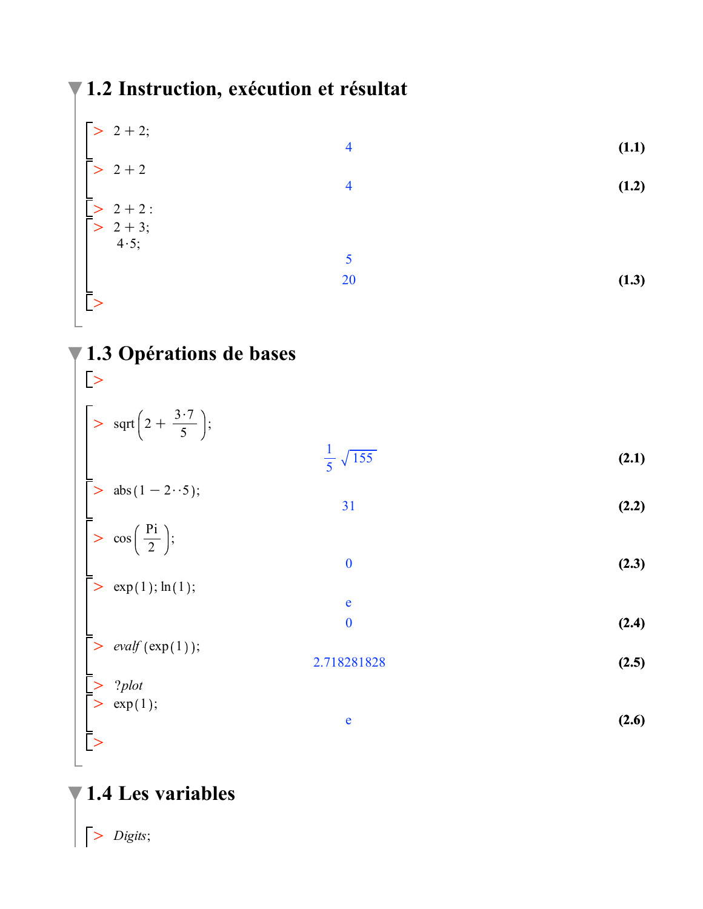## 1.2 Instruction, exécution et résultat

```
> 2 + 2;
```

$$4 \qquad \textbf{(1.1)}$$

```
> 2 + 2
```

$$4 \qquad \textbf{(1.2)}$$

```
> 2 + 2 :
> 2 + 3;
  4·5;
```

$$5$$

$$20 \qquad \textbf{(1.3)}$$

```
>
```

## 1.3 Opérations de bases

```
>
```

> $\mathrm{sqrt}\left(2 + \frac{3 \cdot 7}{5}\right);$

$$\frac{1}{5}\sqrt{155} \qquad \textbf{(2.1)}$$

```
> abs(1 − 2··5);
```

$$31 \qquad \textbf{(2.2)}$$

> $\cos\left(\frac{\mathrm{Pi}}{2}\right);$

$$0 \qquad \textbf{(2.3)}$$

```
> exp(1); ln(1);
```

$$e$$

$$0 \qquad \textbf{(2.4)}$$

```
> evalf(exp(1));
```

$$2.718281828 \qquad \textbf{(2.5)}$$

```
> ?plot
> exp(1);
```

$$e \qquad \textbf{(2.6)}$$

```
>
```

## 1.4 Les variables

```
> Digits;
```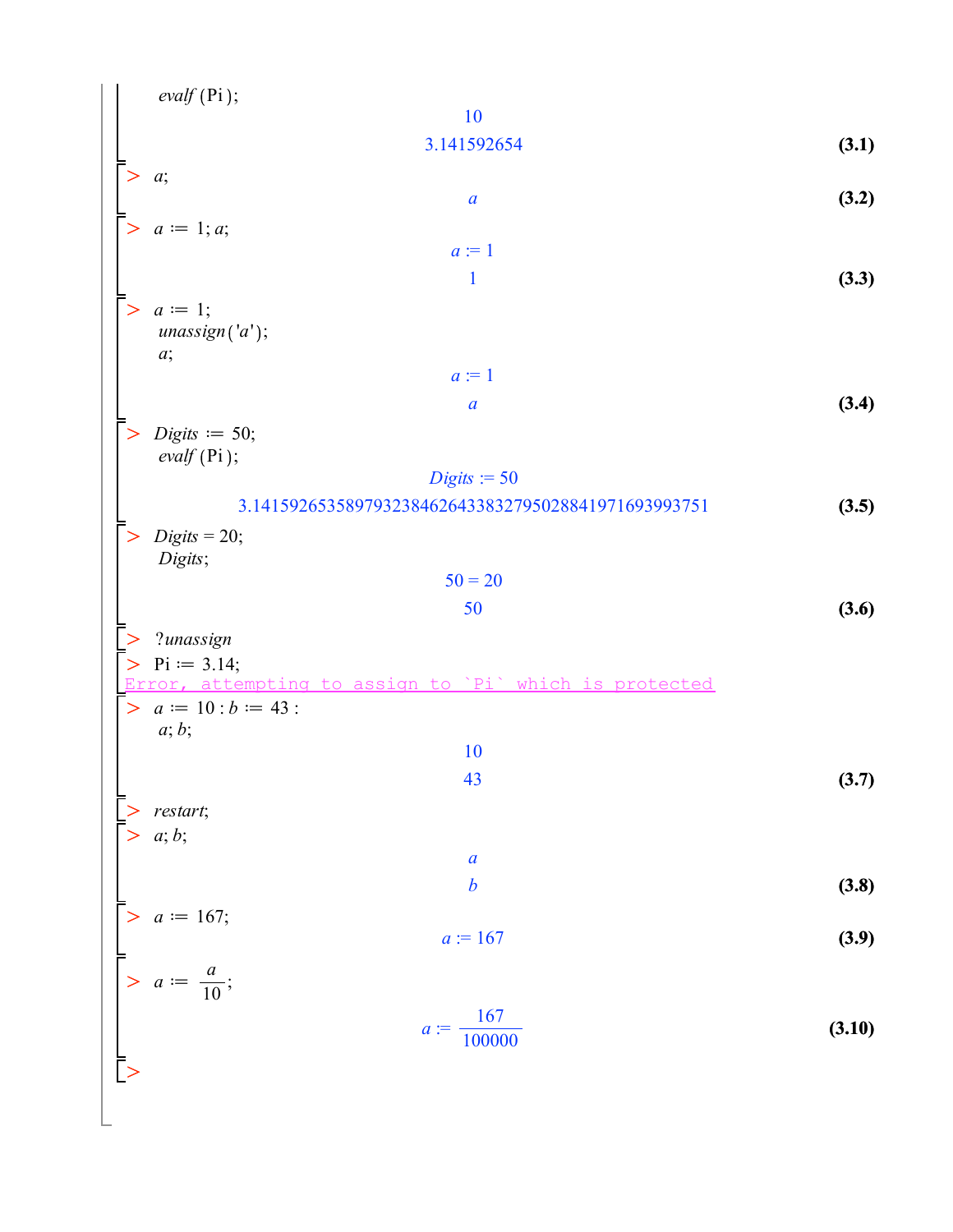```
evalf(Pi);
```

$$10$$

$$3.141592654 \tag{3.1}$$

```
> a;
```

$$a \tag{3.2}$$

```
> a := 1; a;
```

$$a := 1$$

$$1 \tag{3.3}$$

```
> a := 1;
  unassign('a');
  a;
```

$$a := 1$$

$$a \tag{3.4}$$

```
> Digits := 50;
  evalf(Pi);
```

$$Digits := 50$$

$$3.1415926535897932384626433832795028841971693993751 \tag{3.5}$$

```
> Digits = 20;
  Digits;
```

$$50 = 20$$

$$50 \tag{3.6}$$

```
> ?unassign
> Pi := 3.14;
Error, attempting to assign to `Pi` which is protected
> a := 10 : b := 43 :
  a; b;
```

$$10$$

$$43 \tag{3.7}$$

```
> restart;
> a; b;
```

$$a$$

$$b \tag{3.8}$$

```
> a := 167;
```

$$a := 167 \tag{3.9}$$

```
> a := a/10;
```

$$a := \frac{167}{100000} \tag{3.10}$$

```
>
```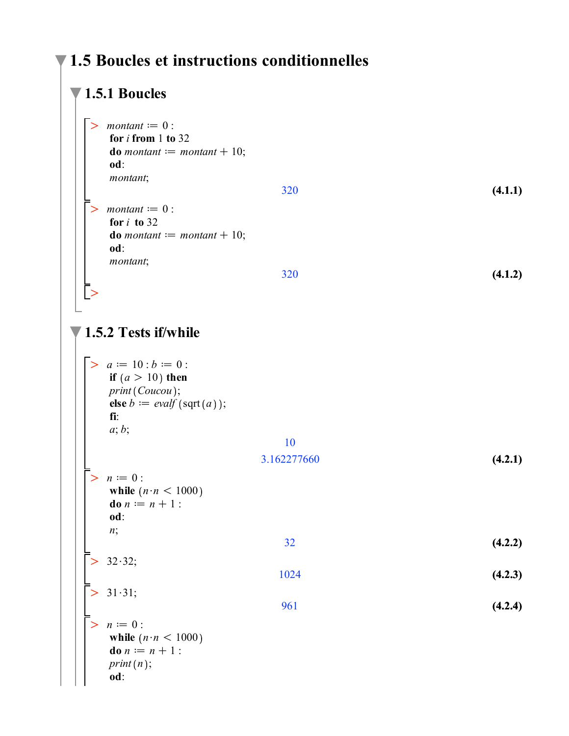## 1.5 Boucles et instructions conditionnelles

### 1.5.1 Boucles

```
> montant := 0 :
  for i from 1 to 32
  do montant := montant + 10;
  od:
  montant;
```

320 **(4.1.1)**

```
> montant := 0 :
  for i  to 32
  do montant := montant + 10;
  od:
  montant;
```

320 **(4.1.2)**

```
>
```

### 1.5.2 Tests if/while

```
> a := 10 : b := 0 :
  if (a > 10) then
  print(Coucou);
  else b := evalf(sqrt(a));
  fi:
  a; b;
```

10

3.162277660 **(4.2.1)**

```
> n := 0 :
  while (n·n < 1000)
  do n := n + 1 :
  od:
  n;
```

32 **(4.2.2)**

```
> 32·32;
```

1024 **(4.2.3)**

```
> 31·31;
```

961 **(4.2.4)**

```
> n := 0 :
  while (n·n < 1000)
  do n := n + 1 :
  print(n);
  od:
```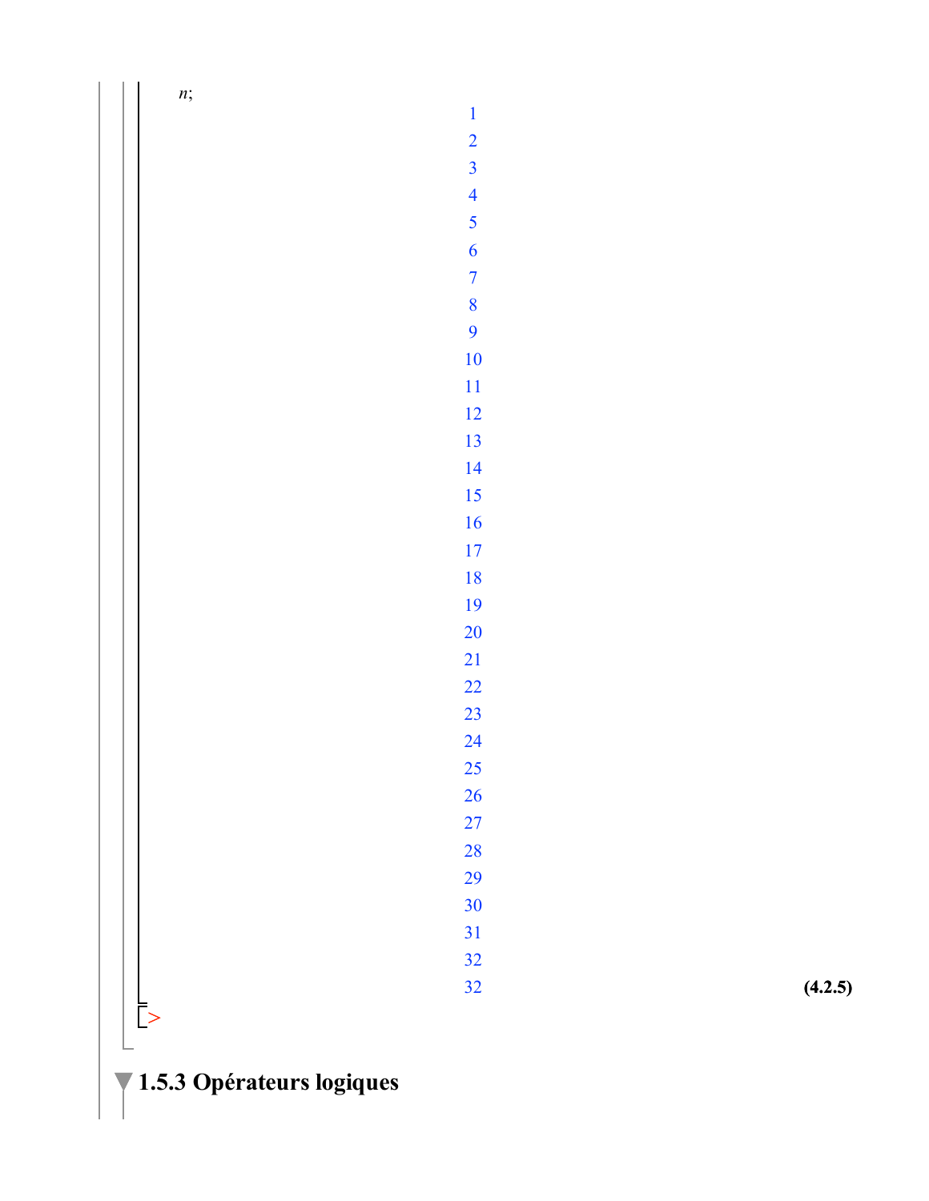```
n;
```

$$1$$
$$2$$
$$3$$
$$4$$
$$5$$
$$6$$
$$7$$
$$8$$
$$9$$
$$10$$
$$11$$
$$12$$
$$13$$
$$14$$
$$15$$
$$16$$
$$17$$
$$18$$
$$19$$
$$20$$
$$21$$
$$22$$
$$23$$
$$24$$
$$25$$
$$26$$
$$27$$
$$28$$
$$29$$
$$30$$
$$31$$
$$32$$
$$32 \tag{4.2.5}$$

```
>
```

### 1.5.3 Opérateurs logiques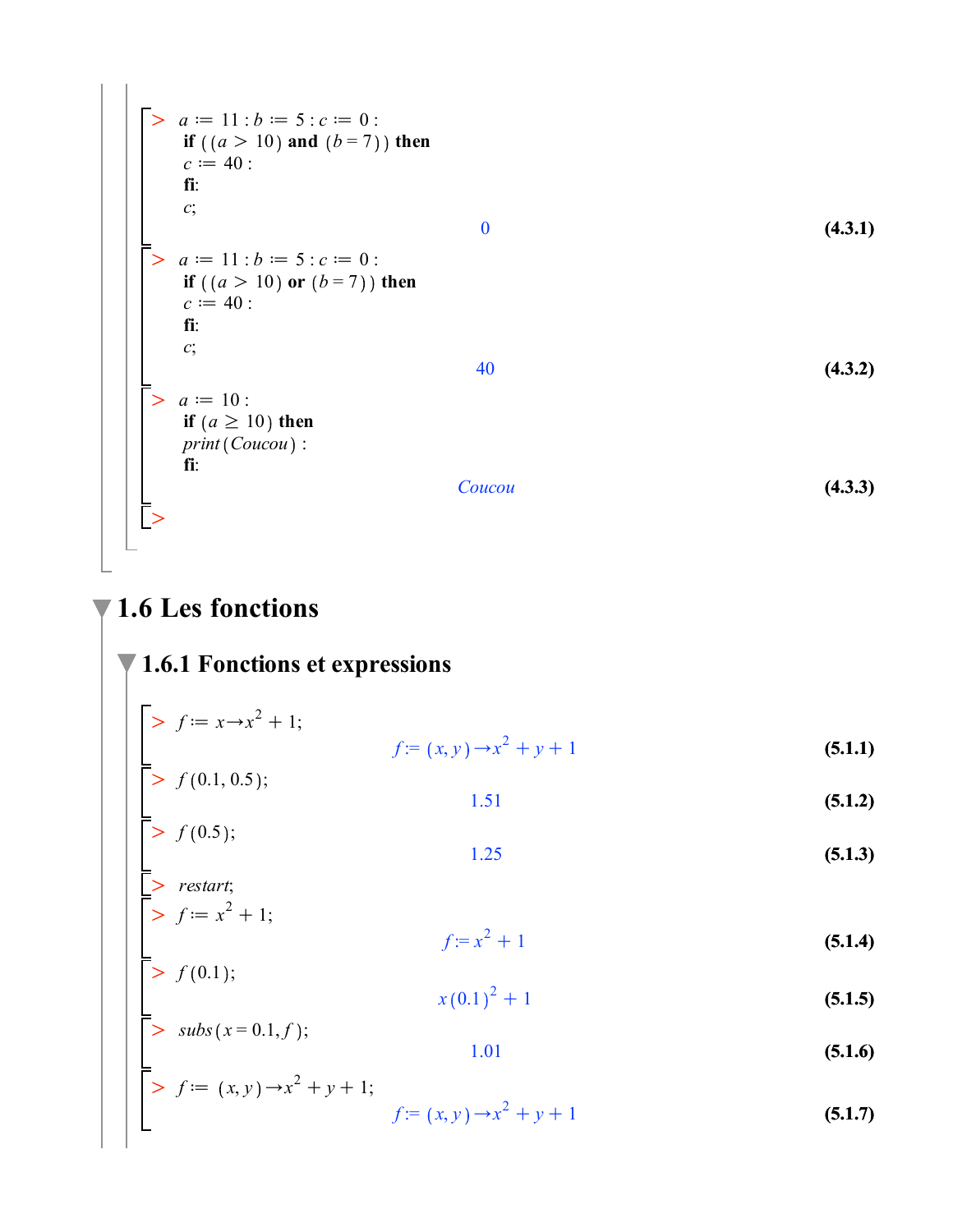```
> a := 11 : b := 5 : c := 0 :
  if ((a > 10) and (b = 7)) then
  c := 40 :
  fi:
  c;
```

$$0 \qquad \textbf{(4.3.1)}$$

```
> a := 11 : b := 5 : c := 0 :
  if ((a > 10) or (b = 7)) then
  c := 40 :
  fi:
  c;
```

$$40 \qquad \textbf{(4.3.2)}$$

```
> a := 10 :
  if (a ≥ 10) then
  print(Coucou) :
  fi:
```

$$Coucou \qquad \textbf{(4.3.3)}$$

```
>
```

# 1.6 Les fonctions

## 1.6.1 Fonctions et expressions

```
> f := x→x^2 + 1;
```

$$f := (x, y) \rightarrow x^2 + y + 1 \qquad \textbf{(5.1.1)}$$

```
> f(0.1, 0.5);
```

$$1.51 \qquad \textbf{(5.1.2)}$$

```
> f(0.5);
```

$$1.25 \qquad \textbf{(5.1.3)}$$

```
> restart;
> f := x^2 + 1;
```

$$f := x^2 + 1 \qquad \textbf{(5.1.4)}$$

```
> f(0.1);
```

$$x(0.1)^2 + 1 \qquad \textbf{(5.1.5)}$$

```
> subs(x = 0.1, f);
```

$$1.01 \qquad \textbf{(5.1.6)}$$

```
> f := (x, y)→x^2 + y + 1;
```

$$f := (x, y) \rightarrow x^2 + y + 1 \qquad \textbf{(5.1.7)}$$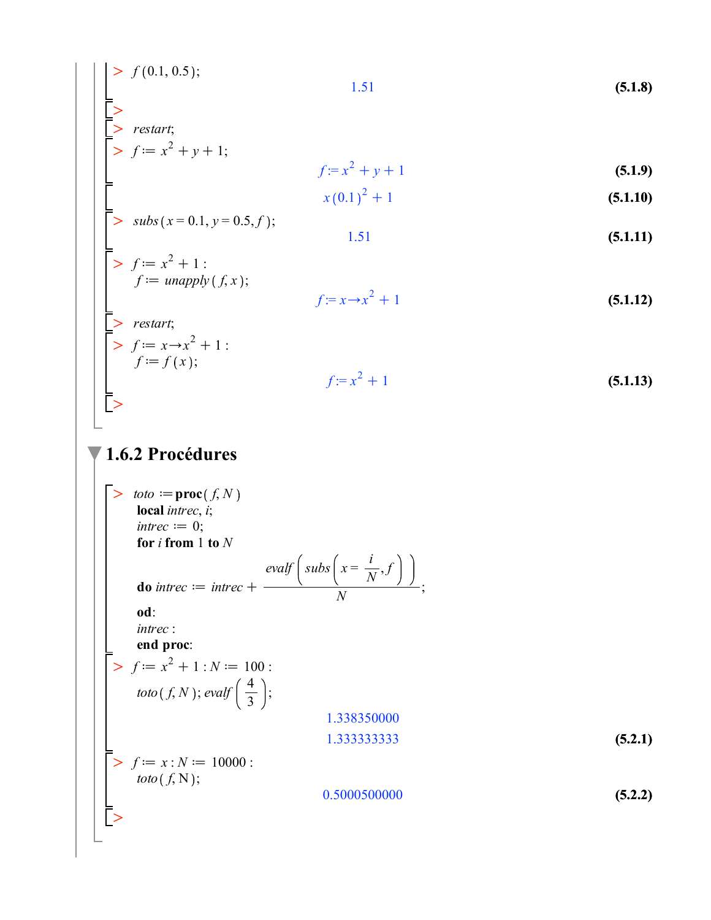```
> f(0.1, 0.5);
```

$$1.51 \qquad \textbf{(5.1.8)}$$

```
>
> restart;
> f := x^2 + y + 1;
```

$$f := x^2 + y + 1 \qquad \textbf{(5.1.9)}$$

$$x(0.1)^2 + 1 \qquad \textbf{(5.1.10)}$$

```
> subs(x = 0.1, y = 0.5, f);
```

$$1.51 \qquad \textbf{(5.1.11)}$$

```
> f := x^2 + 1 :
  f := unapply(f, x);
```

$$f := x \rightarrow x^2 + 1 \qquad \textbf{(5.1.12)}$$

```
> restart;
> f := x -> x^2 + 1 :
  f := f(x);
```

$$f := x^2 + 1 \qquad \textbf{(5.1.13)}$$

```
>
```

## 1.6.2 Procédures

```
> toto := proc(f, N)
  local intrec, i;
  intrec := 0;
  for i from 1 to N
  do intrec := intrec + evalf(subs(x = i/N, f))/N;
  od:
  intrec :
  end proc:
> f := x^2 + 1 : N := 100 :
  toto(f, N); evalf(4/3);
```

$$1.338350000$$

$$1.333333333 \qquad \textbf{(5.2.1)}$$

```
> f := x : N := 10000 :
  toto(f, N);
```

$$0.5000500000 \qquad \textbf{(5.2.2)}$$

```
>
```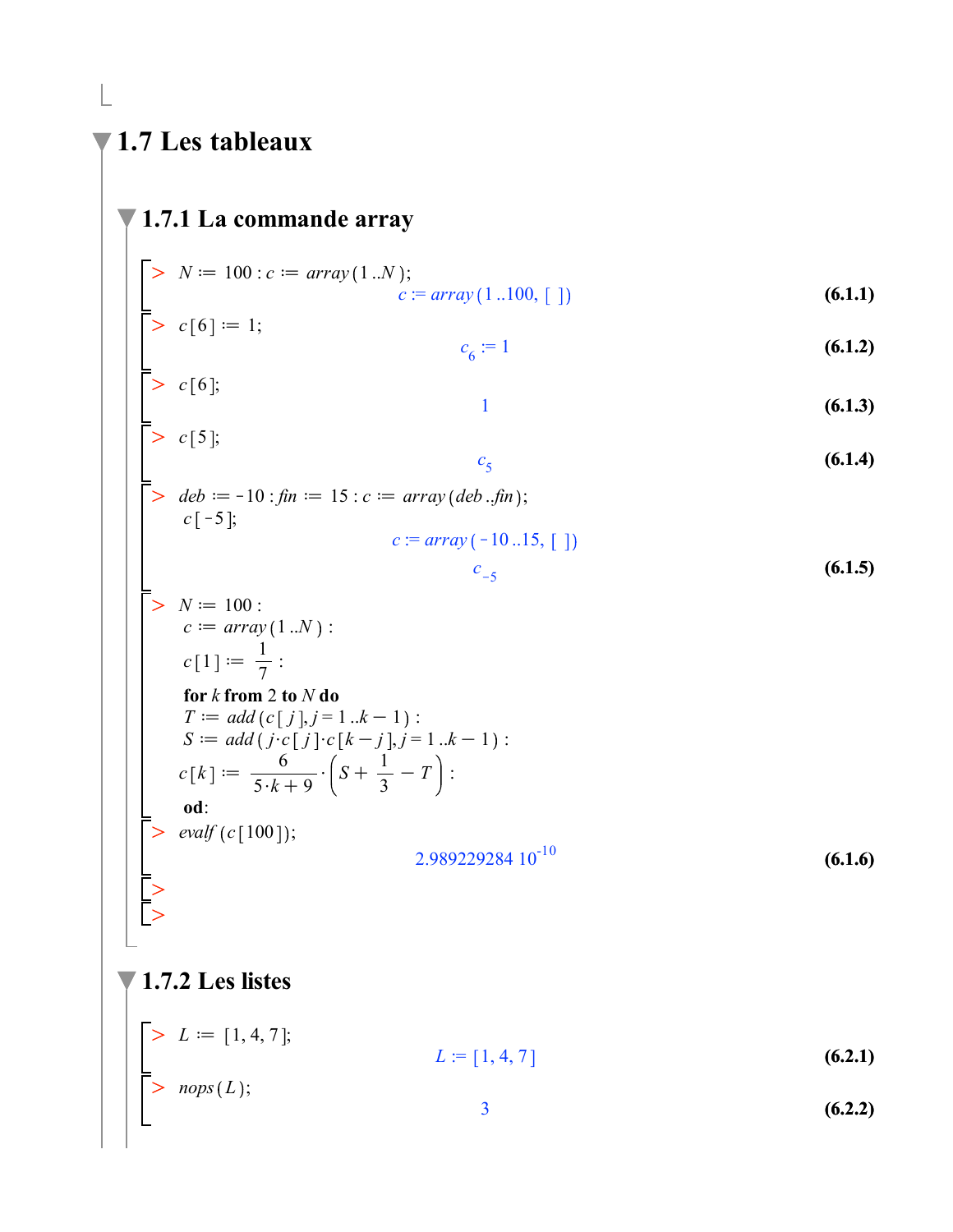## 1.7 Les tableaux

### 1.7.1 La commande array

```
> N := 100 : c := array(1..N);
```
$$c := array(1..100, [\ ]) \qquad \textbf{(6.1.1)}$$

```
> c[6] := 1;
```
$$c_6 := 1 \qquad \textbf{(6.1.2)}$$

```
> c[6];
```
$$1 \qquad \textbf{(6.1.3)}$$

```
> c[5];
```
$$c_5 \qquad \textbf{(6.1.4)}$$

```
> deb := -10 : fin := 15 : c := array(deb..fin);
  c[-5];
```
$$c := array(-10..15, [\ ])$$
$$c_{-5} \qquad \textbf{(6.1.5)}$$

```
> N := 100 :
  c := array(1..N) :
  c[1] := 1/7 :
  for k from 2 to N do
  T := add(c[j], j = 1..k - 1) :
  S := add(j·c[j]·c[k - j], j = 1..k - 1) :
  c[k] := 6/(5·k + 9) · (S + 1/3 - T) :
  od:
```

```
> evalf(c[100]);
```
$$2.989229284\ 10^{-10} \qquad \textbf{(6.1.6)}$$

```
>
>
```

### 1.7.2 Les listes

```
> L := [1, 4, 7];
```
$$L := [1, 4, 7] \qquad \textbf{(6.2.1)}$$

```
> nops(L);
```
$$3 \qquad \textbf{(6.2.2)}$$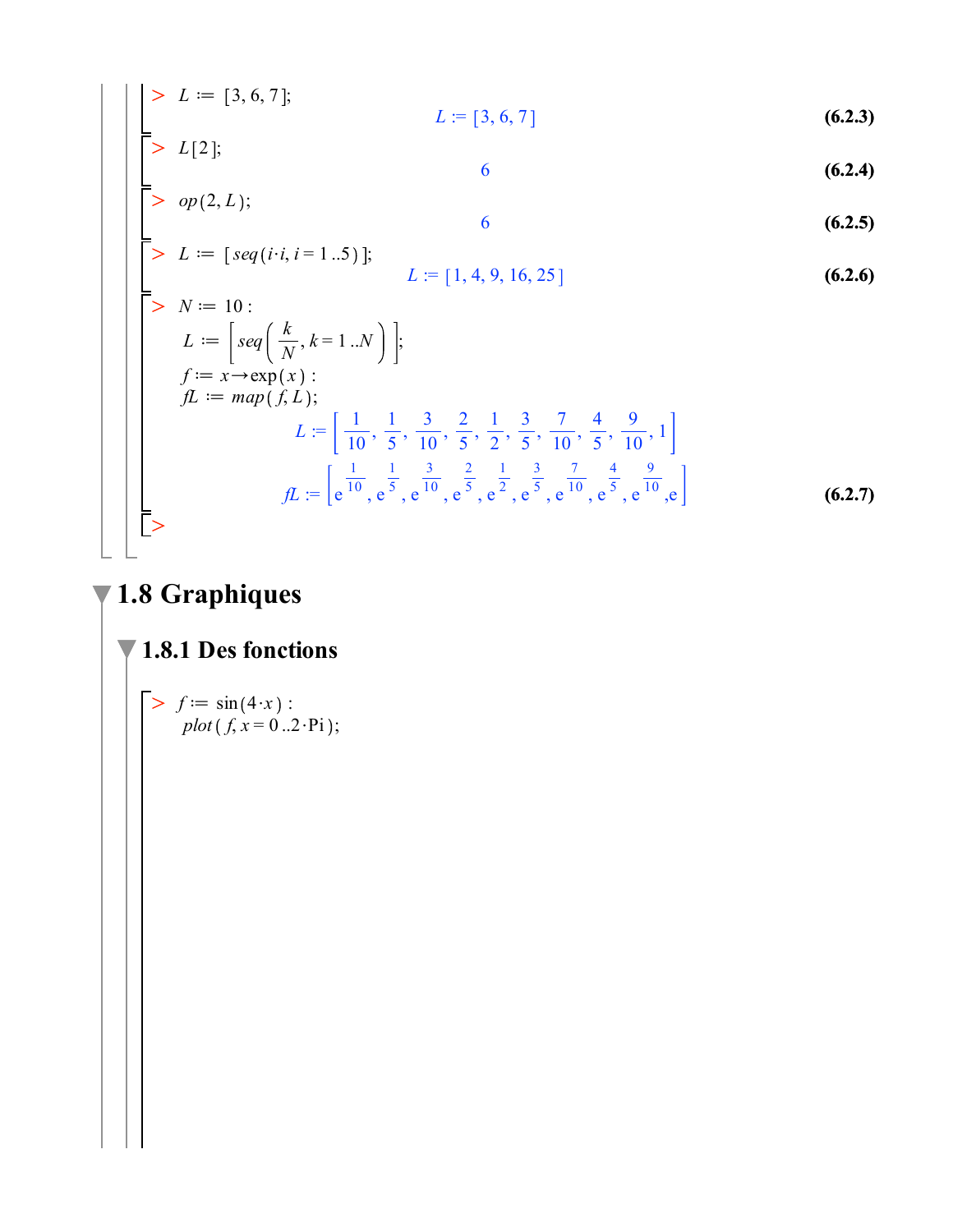```
> L := [3, 6, 7];
```

$$L := [3, 6, 7] \tag{6.2.3}$$

```
> L[2];
```

$$6 \tag{6.2.4}$$

```
> op(2, L);
```

$$6 \tag{6.2.5}$$

```
> L := [seq(i·i, i = 1..5)];
```

$$L := [1, 4, 9, 16, 25] \tag{6.2.6}$$

```
> N := 10 :
  L := [seq(k/N, k = 1..N)];
  f := x → exp(x) :
  fL := map(f, L);
```

$$L := \left[\frac{1}{10}, \frac{1}{5}, \frac{3}{10}, \frac{2}{5}, \frac{1}{2}, \frac{3}{5}, \frac{7}{10}, \frac{4}{5}, \frac{9}{10}, 1\right]$$

$$fL := \left[e^{\frac{1}{10}}, e^{\frac{1}{5}}, e^{\frac{3}{10}}, e^{\frac{2}{5}}, e^{\frac{1}{2}}, e^{\frac{3}{5}}, e^{\frac{7}{10}}, e^{\frac{4}{5}}, e^{\frac{9}{10}}, e\right] \tag{6.2.7}$$

```
>
```

# 1.8 Graphiques

## 1.8.1 Des fonctions

```
> f := sin(4·x) :
  plot(f, x = 0..2·Pi);
```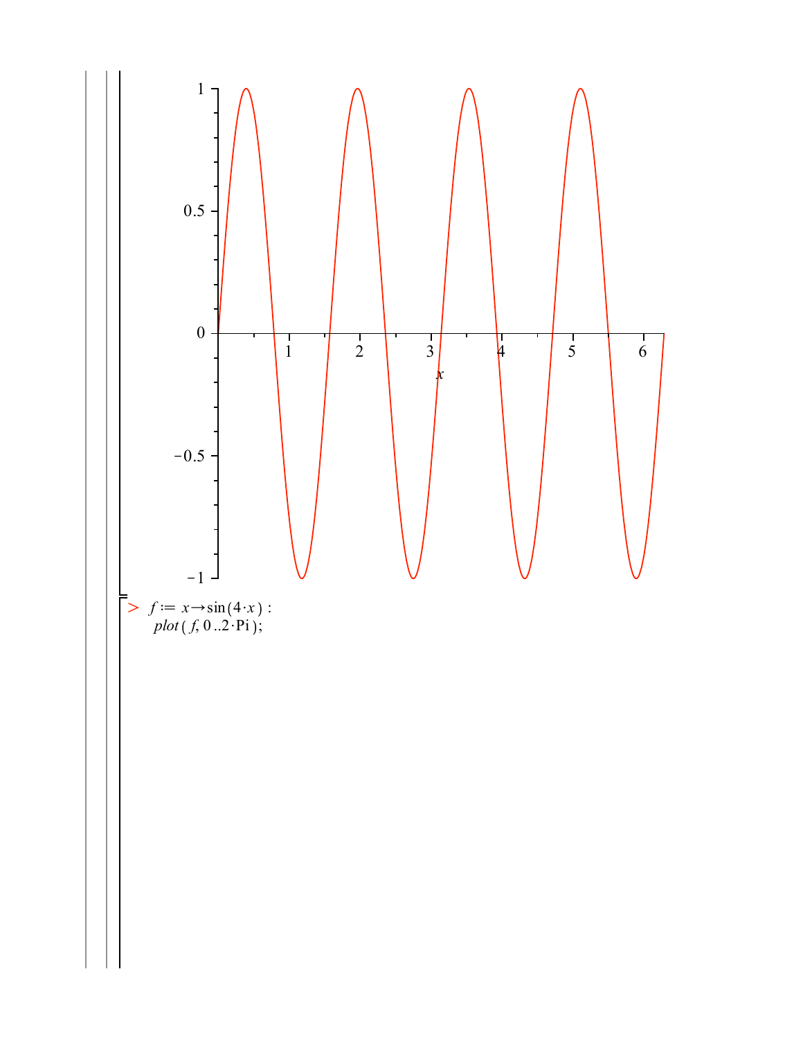> $f := x \rightarrow \sin(4 \cdot x)$ :
> $plot(f, 0..2 \cdot \mathrm{Pi})$;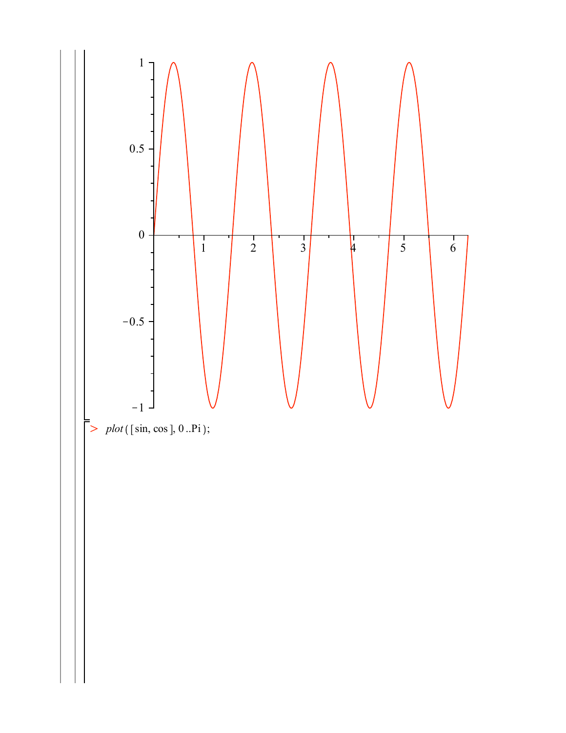```
> plot([sin, cos], 0..Pi);
```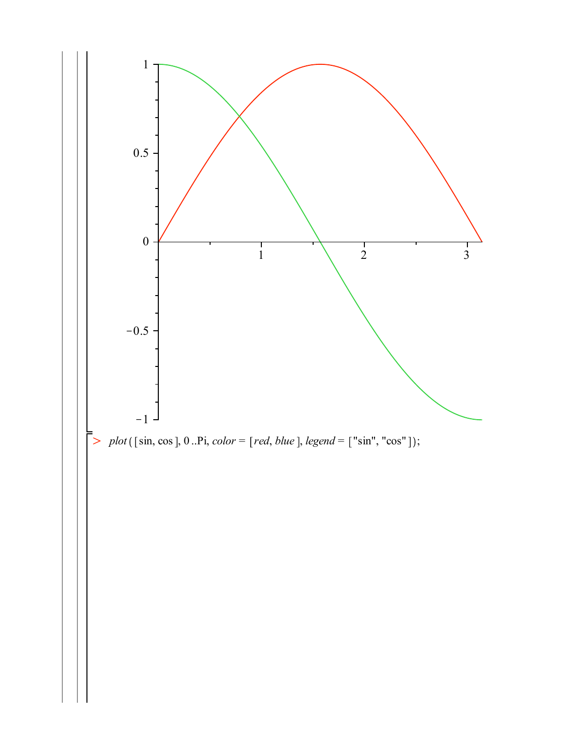```
> plot([sin, cos], 0..Pi, color = [red, blue], legend = ["sin", "cos"]);
```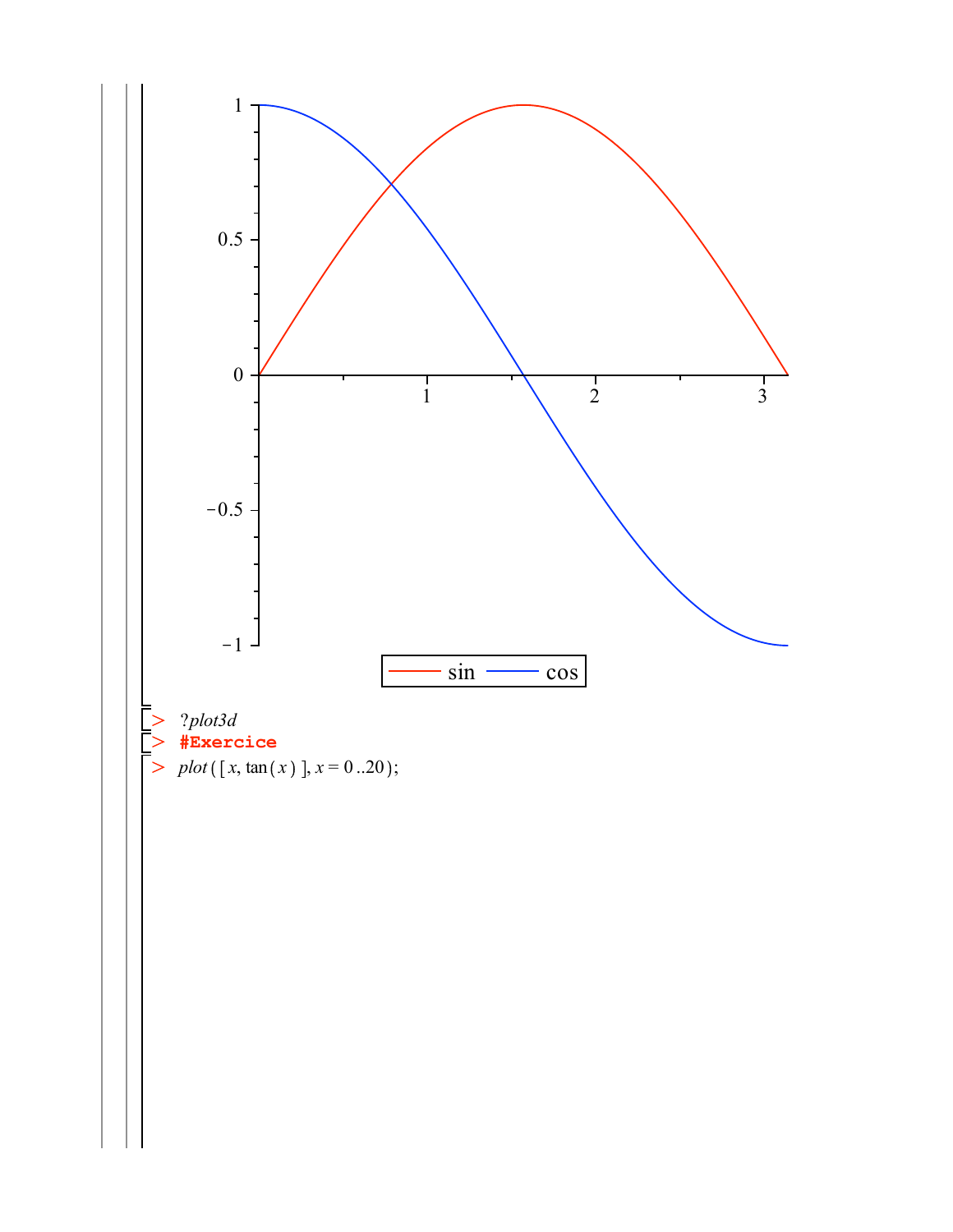```
> ?plot3d
> #Exercice
> plot([x, tan(x)], x = 0..20);
```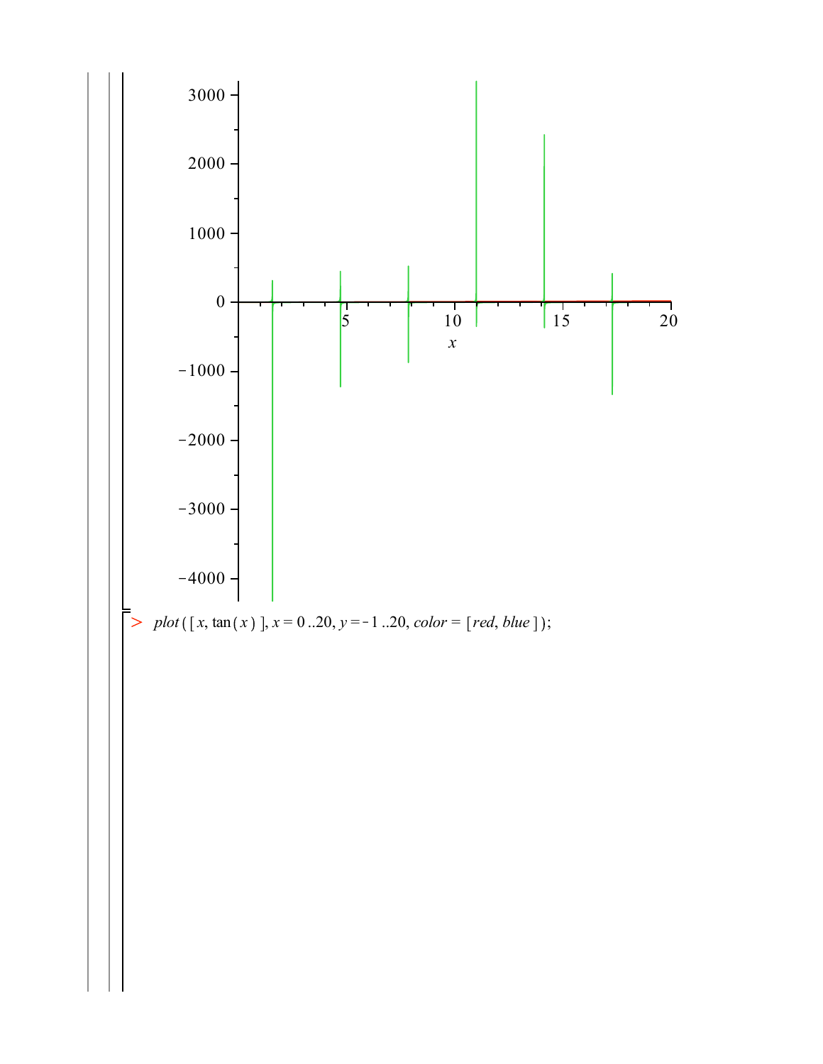> $plot([x, \tan(x)], x = 0..20, y = -1..20, color = [red, blue]);$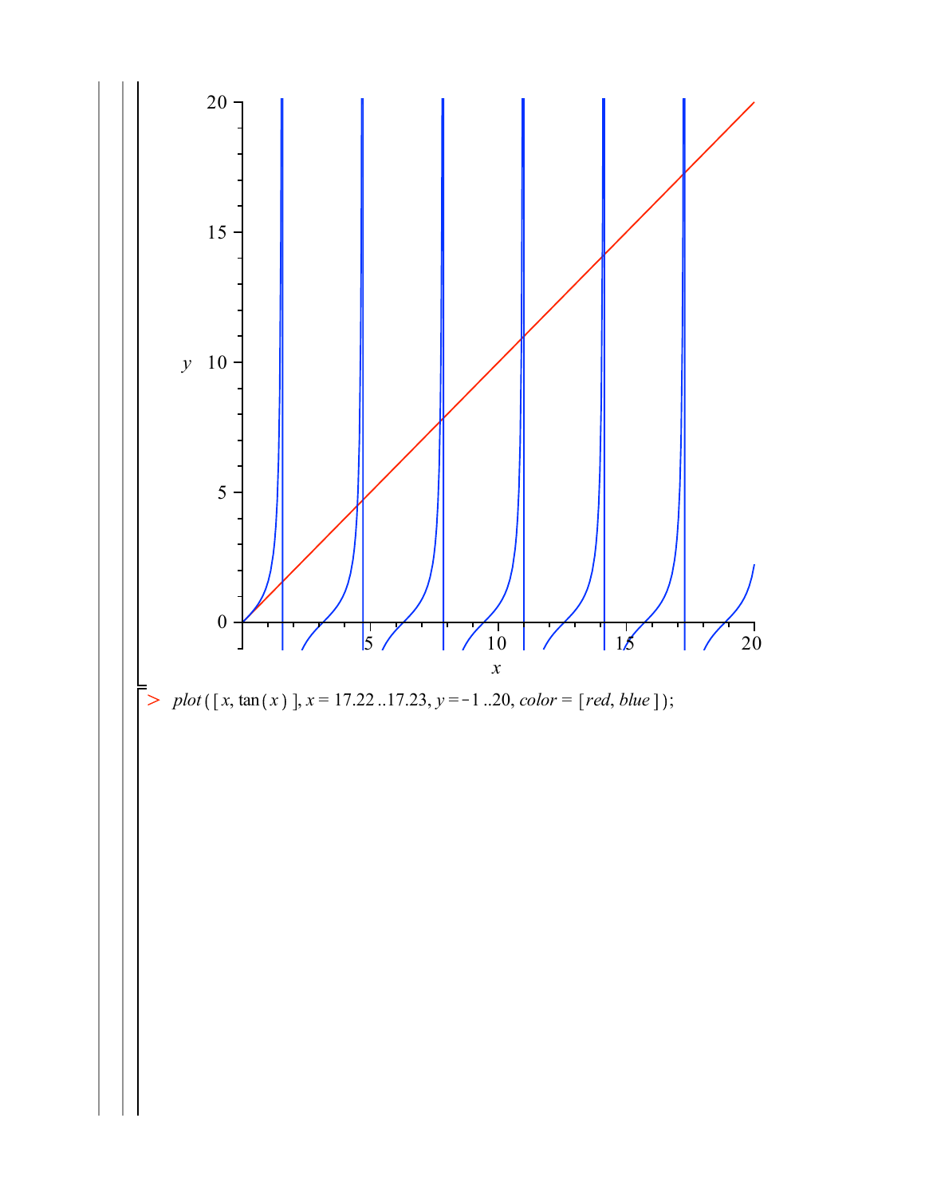```
> plot([x, tan(x)], x = 17.22..17.23, y = -1..20, color = [red, blue]);
```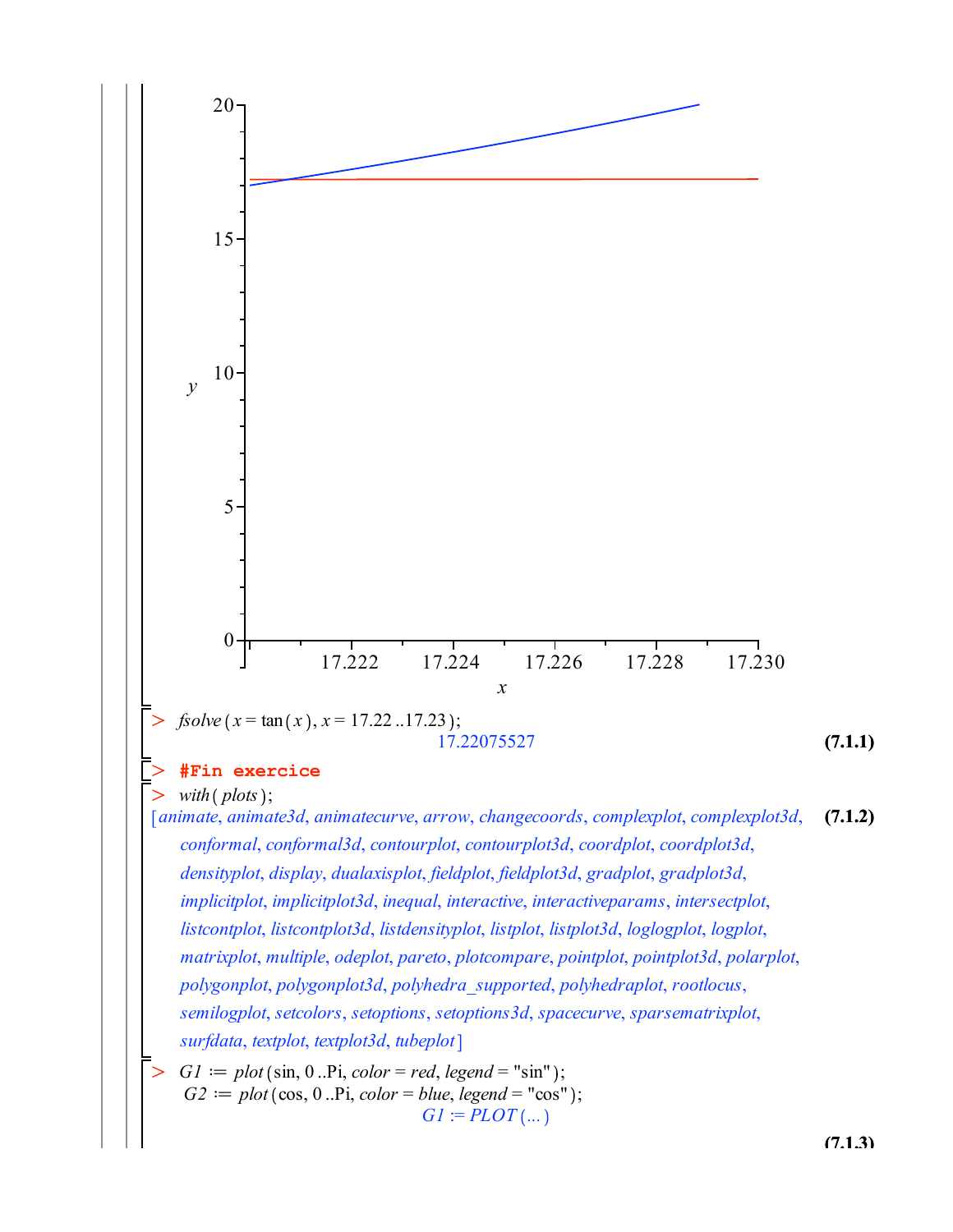```
> fsolve(x = tan(x), x = 17.22 ..17.23);
                                17.22075527                                (7.1.1)
> #Fin exercice
> with(plots);
[animate, animate3d, animatecurve, arrow, changecoords, complexplot, complexplot3d,   (7.1.2)
conformal, conformal3d, contourplot, contourplot3d, coordplot, coordplot3d,
densityplot, display, dualaxisplot, fieldplot, fieldplot3d, gradplot, gradplot3d,
implicitplot, implicitplot3d, inequal, interactive, interactiveparams, intersectplot,
listcontplot, listcontplot3d, listdensityplot, listplot, listplot3d, loglogplot, logplot,
matrixplot, multiple, odeplot, pareto, plotcompare, pointplot, pointplot3d, polarplot,
polygonplot, polygonplot3d, polyhedra_supported, polyhedraplot, rootlocus,
semilogplot, setcolors, setoptions, setoptions3d, spacecurve, sparsematrixplot,
surfdata, textplot, textplot3d, tubeplot]
> G1 := plot(sin, 0 ..Pi, color = red, legend = "sin");
  G2 := plot(cos, 0 ..Pi, color = blue, legend = "cos");
                                G1 := PLOT(...)
                                                                           (7.1.3)
```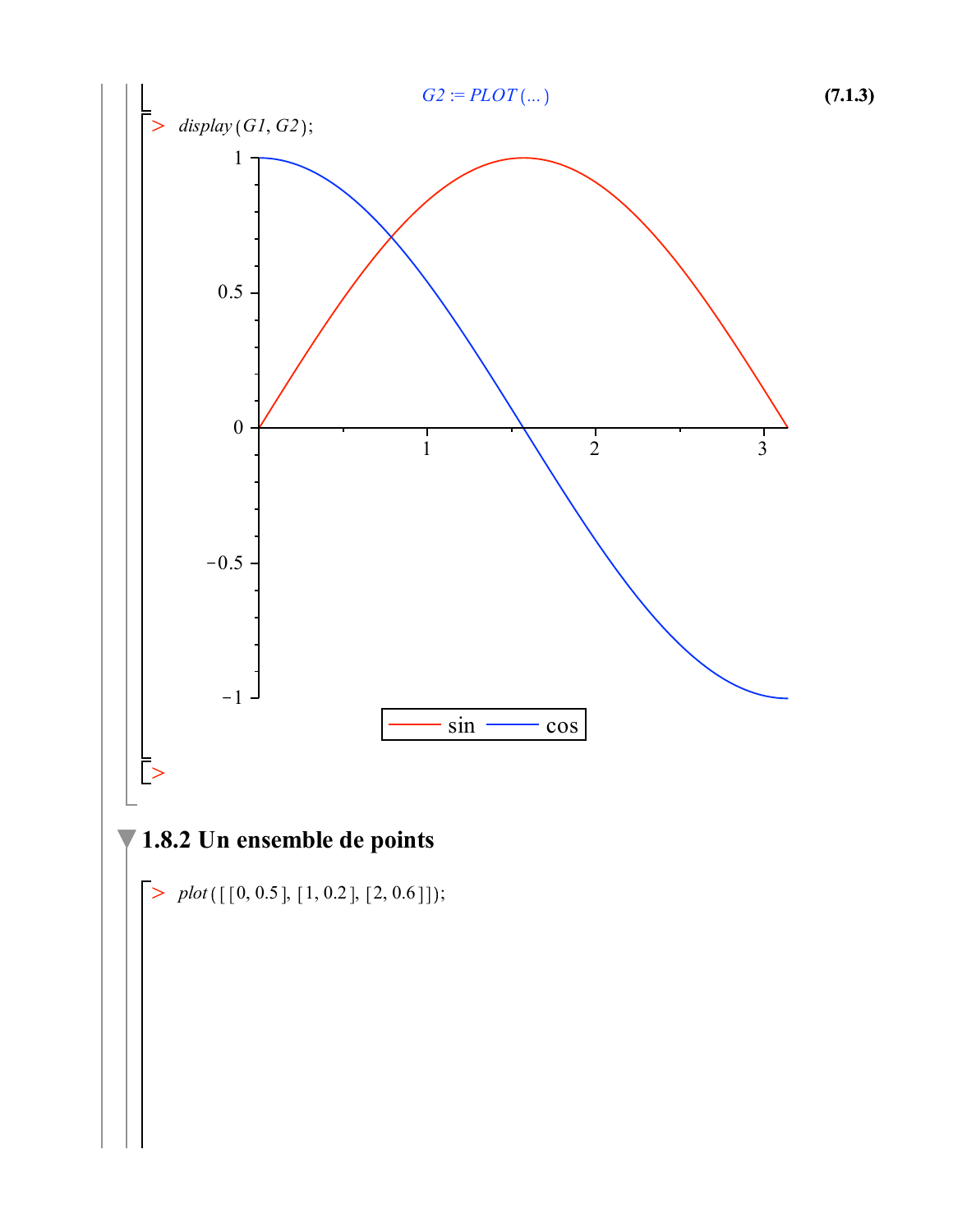$$G2 := PLOT(\ldots) \tag{7.1.3}$$

```
> display(G1, G2);
```

### 1.8.2 Un ensemble de points

```
> plot([[0, 0.5], [1, 0.2], [2, 0.6]]);
```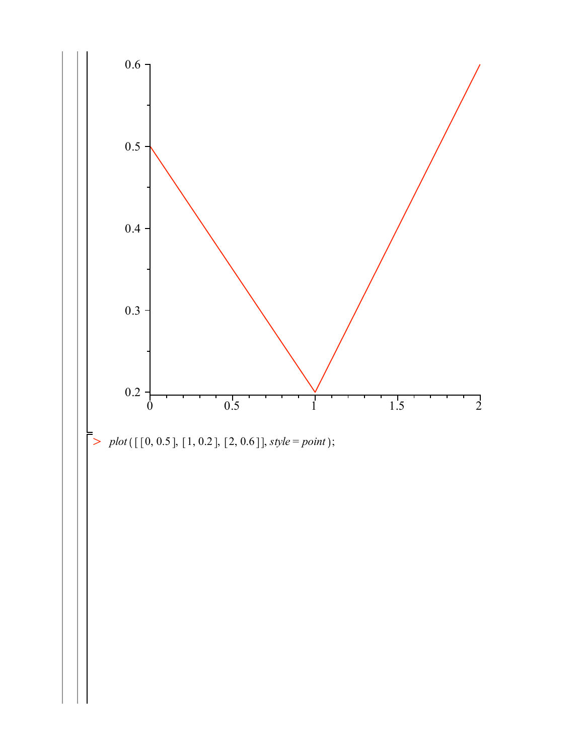```
> plot([[0, 0.5], [1, 0.2], [2, 0.6]], style = point);
```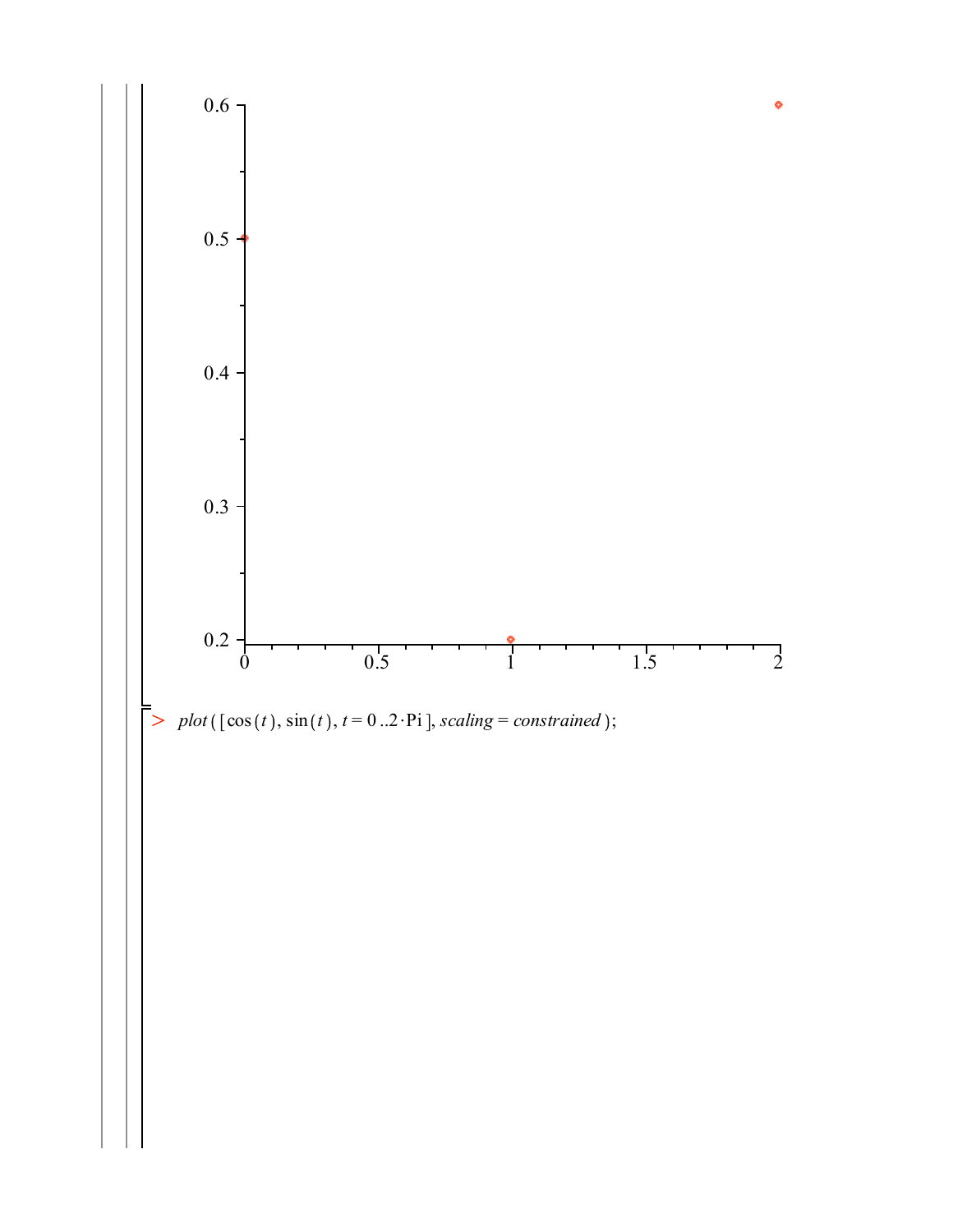> $plot([\cos(t), \sin(t), t = 0..2\cdot\text{Pi}], scaling = constrained);$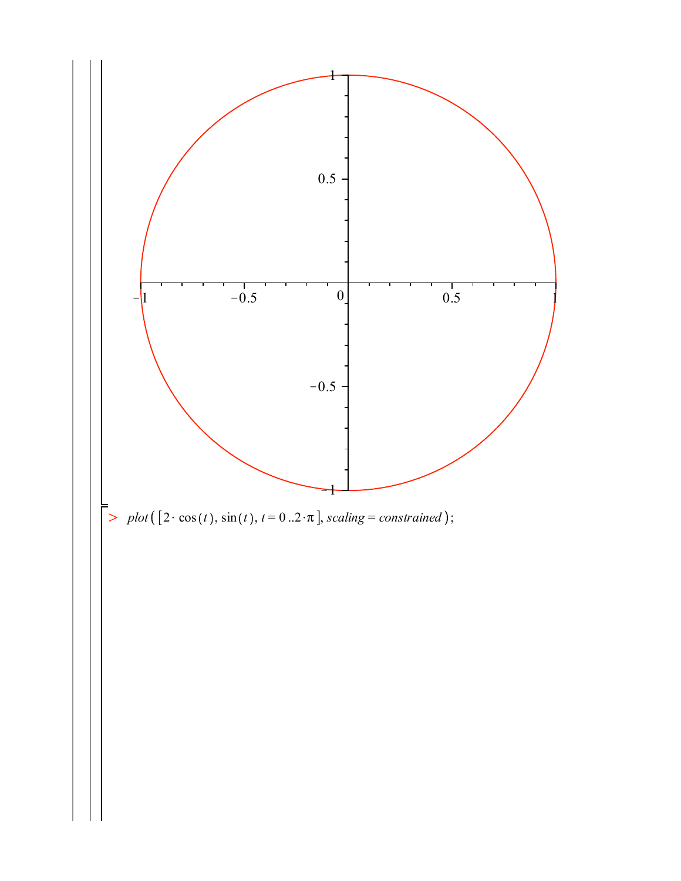> $plot([2\cdot\cos(t), \sin(t), t = 0..2\cdot\pi], scaling = constrained);$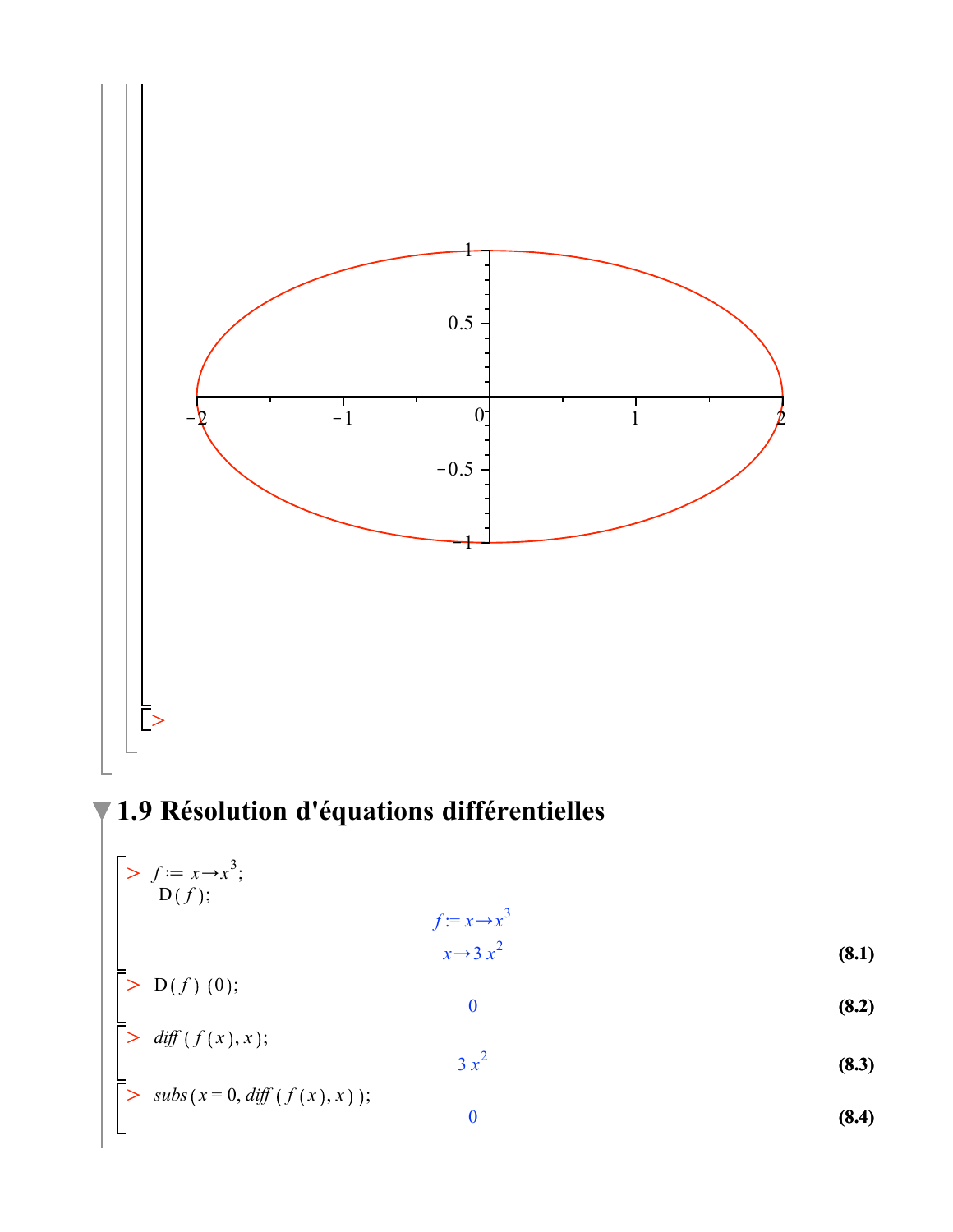## 1.9 Résolution d'équations différentielles

```
> f := x→x^3;
  D(f);
```

$$f := x \rightarrow x^3$$

$$x \rightarrow 3\,x^2 \tag{8.1}$$

```
> D(f)(0);
```

$$0 \tag{8.2}$$

```
> diff(f(x), x);
```

$$3\,x^2 \tag{8.3}$$

```
> subs(x = 0, diff(f(x), x));
```

$$0 \tag{8.4}$$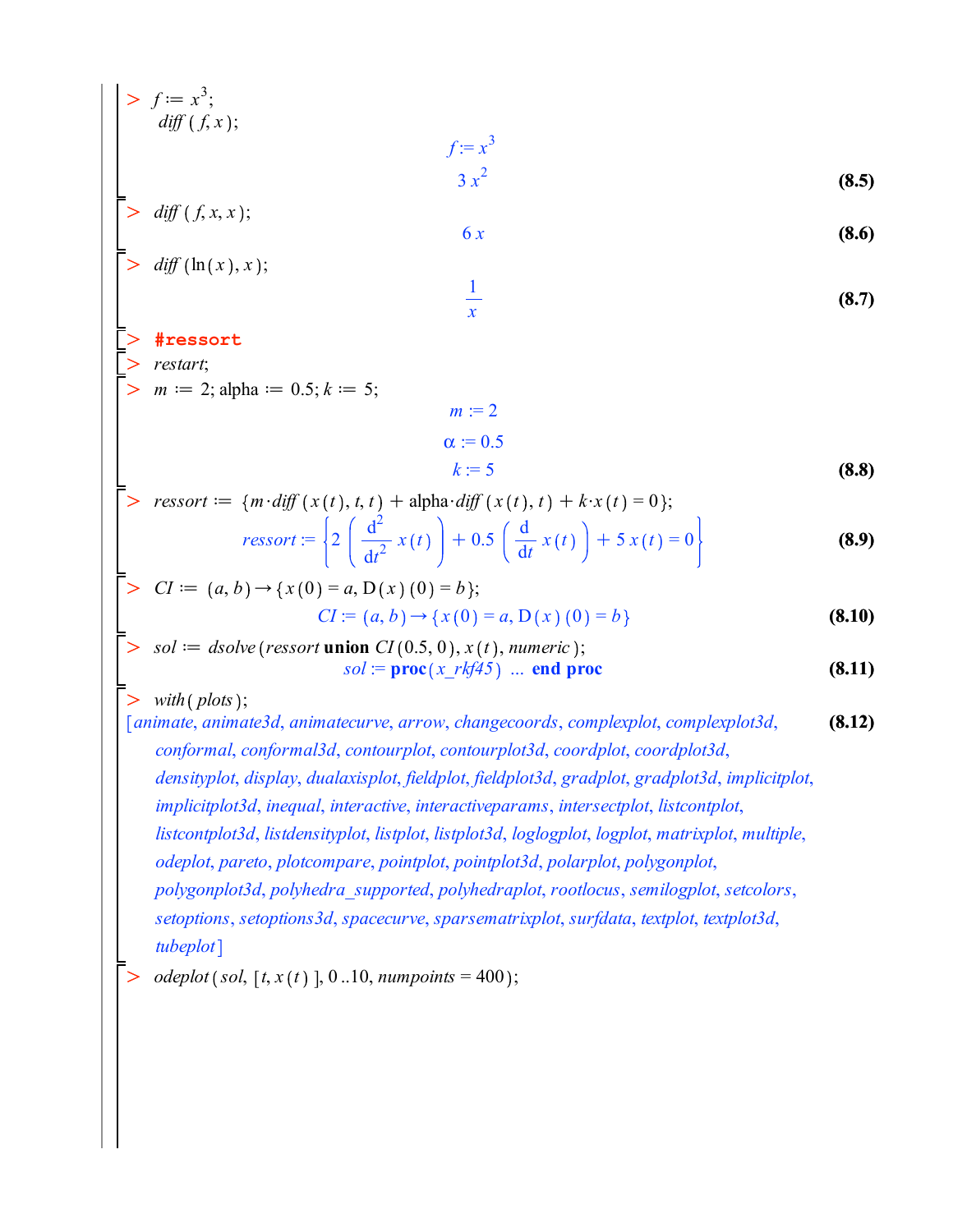```
> f := x^3;
  diff(f, x);
```

$$f := x^3$$

$$3\,x^2 \tag{8.5}$$

```
> diff(f, x, x);
```

$$6\,x \tag{8.6}$$

```
> diff(ln(x), x);
```

$$\frac{1}{x} \tag{8.7}$$

```
> #ressort
> restart;
> m := 2; alpha := 0.5; k := 5;
```

$$m := 2$$

$$\alpha := 0.5$$

$$k := 5 \tag{8.8}$$

```
> ressort := {m·diff(x(t), t, t) + alpha·diff(x(t), t) + k·x(t) = 0};
```

$$ressort := \left\{2\left(\frac{d^2}{dt^2}\,x(t)\right) + 0.5\left(\frac{d}{dt}\,x(t)\right) + 5\,x(t) = 0\right\} \tag{8.9}$$

```
> CI := (a, b) → {x(0) = a, D(x)(0) = b};
```

$$CI := (a, b) \rightarrow \{x(0) = a, \mathrm{D}(x)(0) = b\} \tag{8.10}$$

```
> sol := dsolve(ressort union CI(0.5, 0), x(t), numeric);
```

$$sol := \textbf{proc}(x\_rkf45)\ \ldots\ \textbf{end proc} \tag{8.11}$$

```
> with(plots);
```

[animate, animate3d, animatecurve, arrow, changecoords, complexplot, complexplot3d, conformal, conformal3d, contourplot, contourplot3d, coordplot, coordplot3d, densityplot, display, dualaxisplot, fieldplot, fieldplot3d, gradplot, gradplot3d, implicitplot, implicitplot3d, inequal, interactive, interactiveparams, intersectplot, listcontplot, listcontplot3d, listdensityplot, listplot, listplot3d, loglogplot, logplot, matrixplot, multiple, odeplot, pareto, plotcompare, pointplot, pointplot3d, polarplot, polygonplot, polygonplot3d, polyhedra_supported, polyhedraplot, rootlocus, semilogplot, setcolors, setoptions, setoptions3d, spacecurve, sparsematrixplot, surfdata, textplot, textplot3d, tubeplot] **(8.12)**

```
> odeplot(sol, [t, x(t)], 0..10, numpoints = 400);
```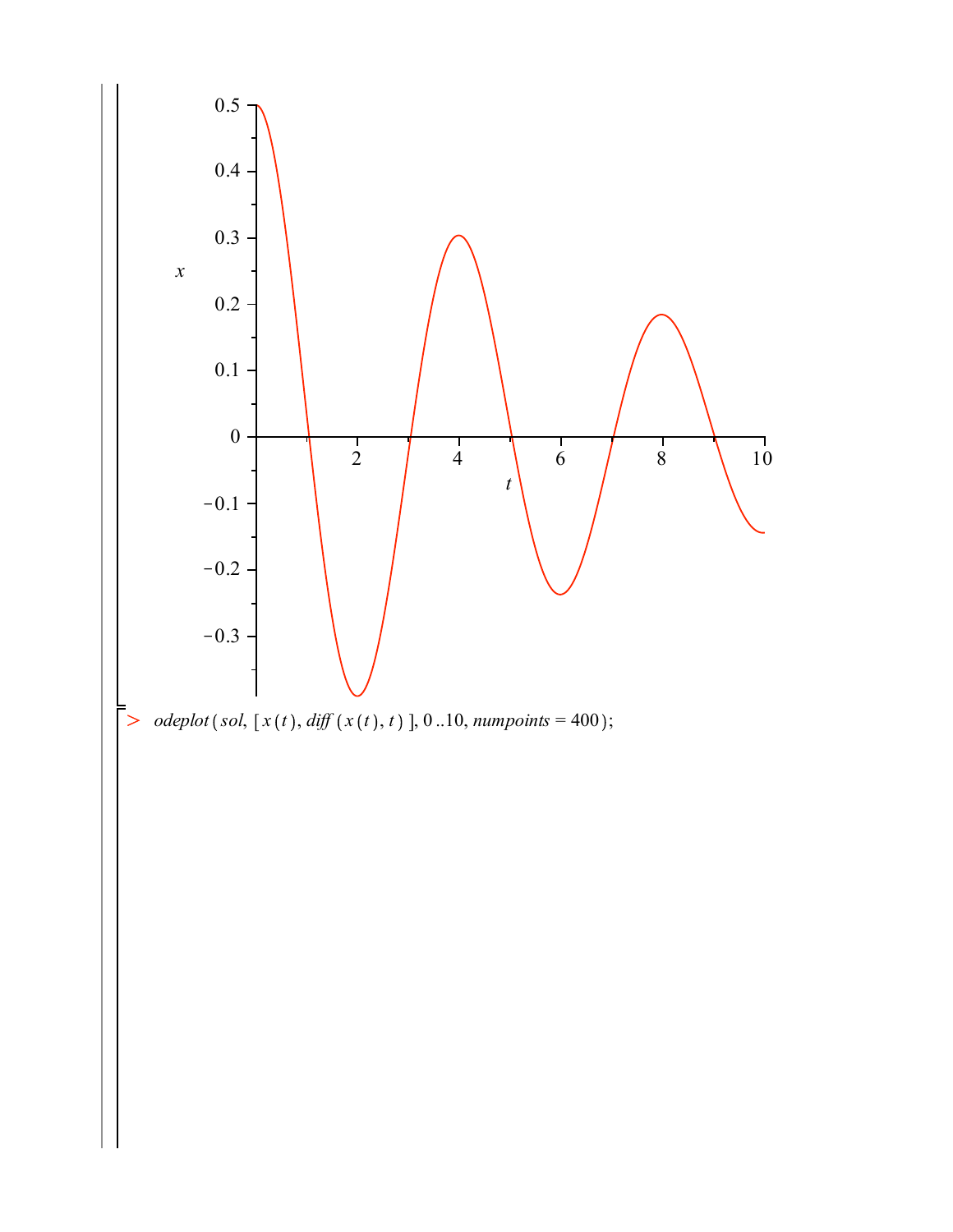```
> odeplot(sol, [x(t), diff(x(t), t)], 0..10, numpoints = 400);
```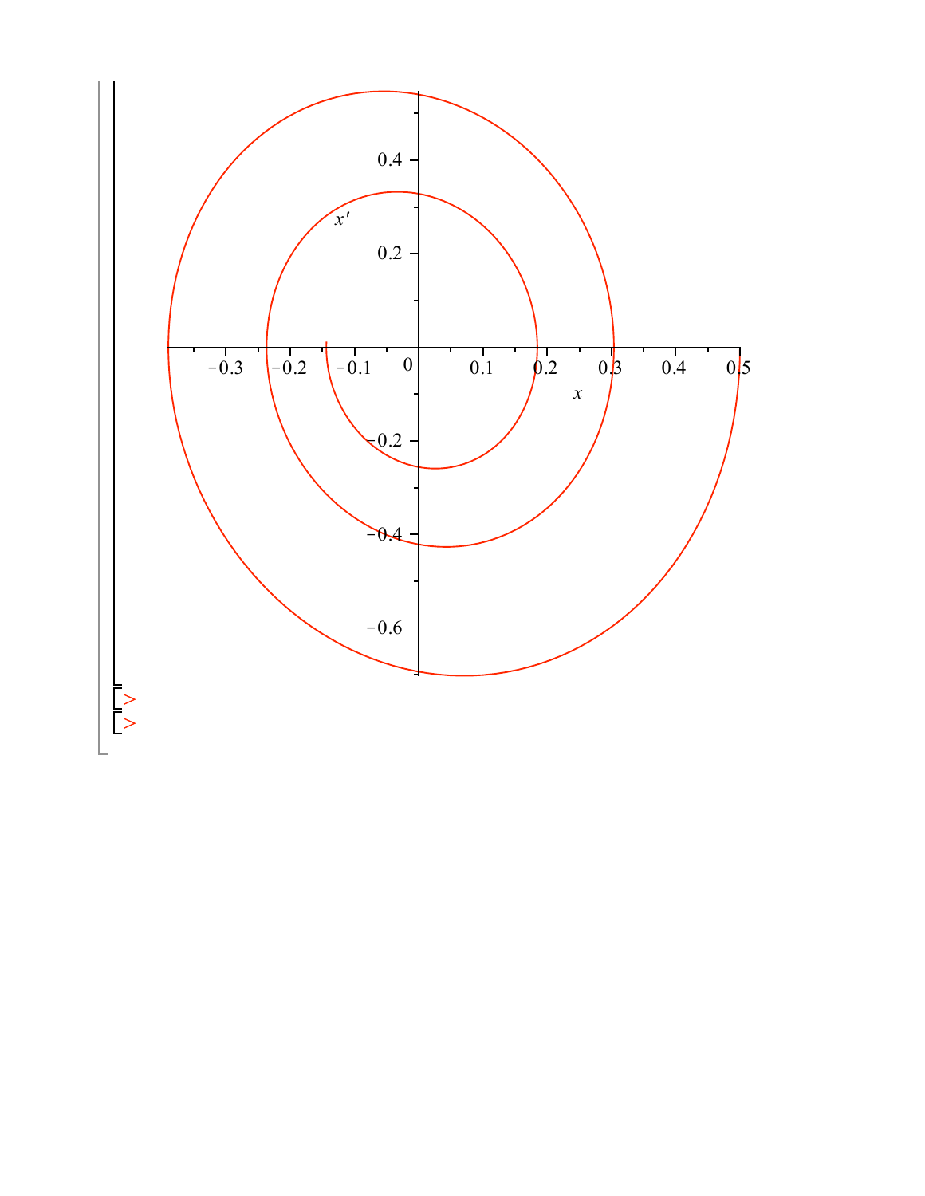0.4

0.2

$x'$

−0.3 −0.2 −0.1 0 0.1 0.2 0.3 0.4 0.5

$x$

−0.2

−0.4

−0.6

\>

\>